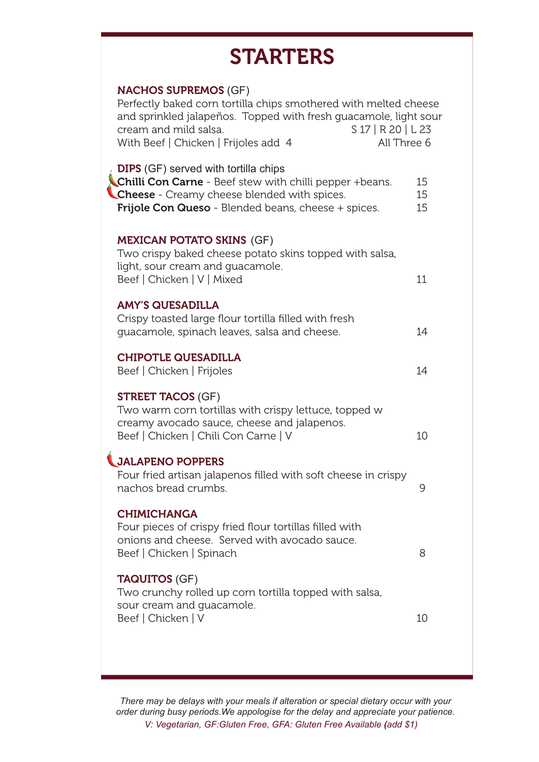# STARTERS

**NACHOS SUPREMOS** (GF)
Perfectly baked corn tortilla chips smothered with melted cheese and sprinkled jalapeños. Topped with fresh guacamole, light sour cream and mild salsa. S 17 | R 20 | L 23
With Beef | Chicken | Frijoles add 4 All Three 6

**DIPS** (GF) served with tortilla chips

**Chilli Con Carne** - Beef stew with chilli pepper +beans. 15
**Cheese** - Creamy cheese blended with spices. 15
**Frijole Con Queso** - Blended beans, cheese + spices. 15

**MEXICAN POTATO SKINS** (GF)
Two crispy baked cheese potato skins topped with salsa, light, sour cream and guacamole.
Beef | Chicken | V | Mixed 11

**AMY'S QUESADILLA**
Crispy toasted large flour tortilla filled with fresh guacamole, spinach leaves, salsa and cheese. 14

**CHIPOTLE QUESADILLA**
Beef | Chicken | Frijoles 14

**STREET TACOS** (GF)
Two warm corn tortillas with crispy lettuce, topped w creamy avocado sauce, cheese and jalapenos.
Beef | Chicken | Chili Con Carne | V 10

**JALAPENO POPPERS**
Four fried artisan jalapenos filled with soft cheese in crispy nachos bread crumbs. 9

**CHIMICHANGA**
Four pieces of crispy fried flour tortillas filled with onions and cheese. Served with avocado sauce.
Beef | Chicken | Spinach 8

**TAQUITOS** (GF)
Two crunchy rolled up corn tortilla topped with salsa, sour cream and guacamole.
Beef | Chicken | V 10

*There may be delays with your meals if alteration or special dietary occur with your order during busy periods.We appologise for the delay and appreciate your patience.*
*V: Vegetarian, GF:Gluten Free, GFA: Gluten Free Available (add $1)*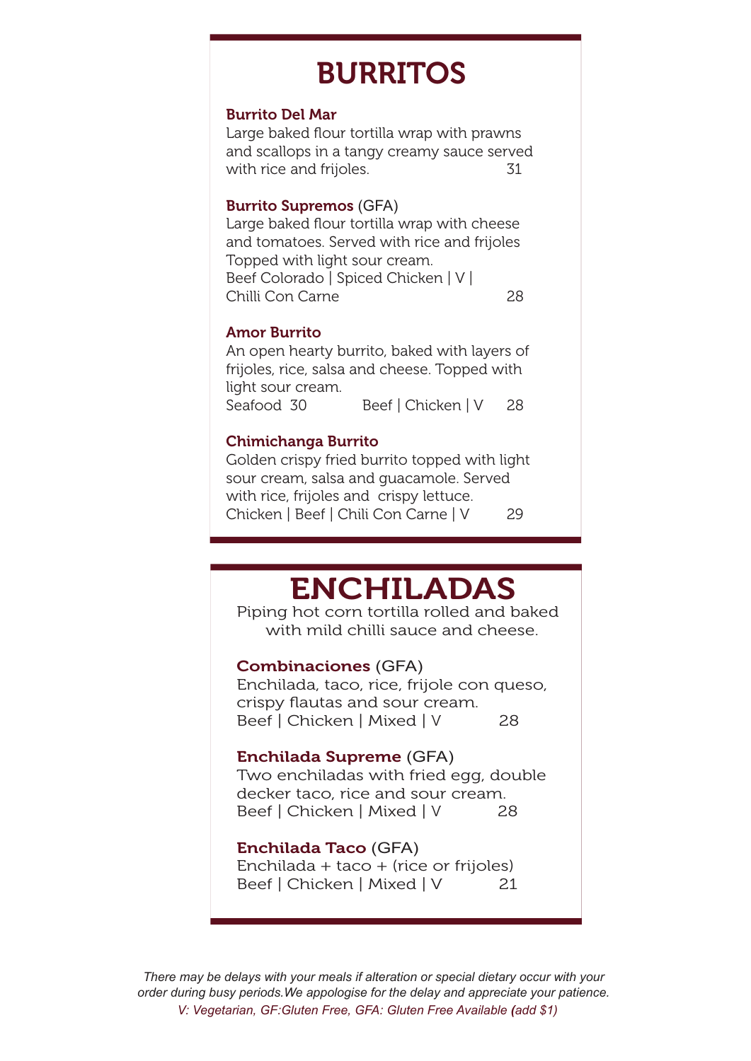# BURRITOS

### Burrito Del Mar

Large baked flour tortilla wrap with prawns and scallops in a tangy creamy sauce served with rice and frijoles. 31

### Burrito Supremos (GFA)

Large baked flour tortilla wrap with cheese and tomatoes. Served with rice and frijoles Topped with light sour cream.
Beef Colorado | Spiced Chicken | V | Chilli Con Carne 28

### Amor Burrito

An open hearty burrito, baked with layers of frijoles, rice, salsa and cheese. Topped with light sour cream.
Seafood 30 Beef | Chicken | V 28

### Chimichanga Burrito

Golden crispy fried burrito topped with light sour cream, salsa and guacamole. Served with rice, frijoles and crispy lettuce.
Chicken | Beef | Chili Con Carne | V 29

# ENCHILADAS

Piping hot corn tortilla rolled and baked with mild chilli sauce and cheese.

### Combinaciones (GFA)

Enchilada, taco, rice, frijole con queso, crispy flautas and sour cream.
Beef | Chicken | Mixed | V 28

### Enchilada Supreme (GFA)

Two enchiladas with fried egg, double decker taco, rice and sour cream.
Beef | Chicken | Mixed | V 28

### Enchilada Taco (GFA)

Enchilada + taco + (rice or frijoles)
Beef | Chicken | Mixed | V 21

*There may be delays with your meals if alteration or special dietary occur with your order during busy periods.We appologise for the delay and appreciate your patience.*
*V: Vegetarian, GF:Gluten Free, GFA: Gluten Free Available (add $1)*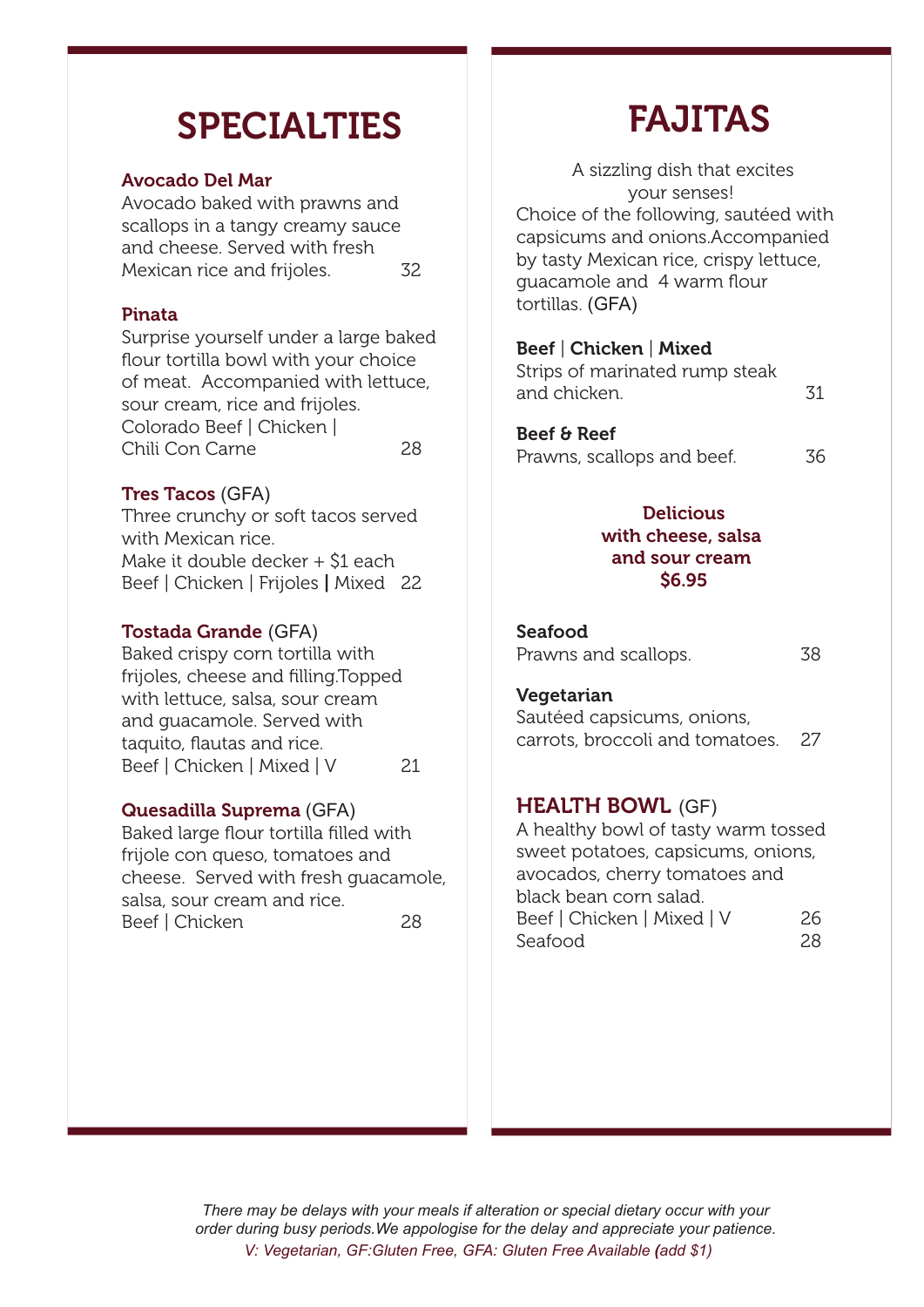# SPECIALTIES

### Avocado Del Mar

Avocado baked with prawns and scallops in a tangy creamy sauce and cheese. Served with fresh Mexican rice and frijoles. 32

### Pinata

Surprise yourself under a large baked flour tortilla bowl with your choice of meat. Accompanied with lettuce, sour cream, rice and frijoles.
Colorado Beef | Chicken | Chili Con Carne 28

### Tres Tacos (GFA)

Three crunchy or soft tacos served with Mexican rice.
Make it double decker + $1 each
Beef | Chicken | Frijoles | Mixed 22

### Tostada Grande (GFA)

Baked crispy corn tortilla with frijoles, cheese and filling.Topped with lettuce, salsa, sour cream and guacamole. Served with taquito, flautas and rice.
Beef | Chicken | Mixed | V 21

### Quesadilla Suprema (GFA)

Baked large flour tortilla filled with frijole con queso, tomatoes and cheese. Served with fresh guacamole, salsa, sour cream and rice.
Beef | Chicken 28

# FAJITAS

A sizzling dish that excites your senses!
Choice of the following, sautéed with capsicums and onions.Accompanied by tasty Mexican rice, crispy lettuce, guacamole and 4 warm flour tortillas. (GFA)

**Beef | Chicken | Mixed**
Strips of marinated rump steak and chicken. 31

**Beef & Reef**
Prawns, scallops and beef. 36

**Delicious with cheese, salsa and sour cream $6.95**

**Seafood**
Prawns and scallops. 38

**Vegetarian**
Sautéed capsicums, onions, carrots, broccoli and tomatoes. 27

## HEALTH BOWL (GF)

A healthy bowl of tasty warm tossed sweet potatoes, capsicums, onions, avocados, cherry tomatoes and black bean corn salad.
Beef | Chicken | Mixed | V 26
Seafood 28

*There may be delays with your meals if alteration or special dietary occur with your order during busy periods.We appologise for the delay and appreciate your patience.*
*V: Vegetarian, GF:Gluten Free, GFA: Gluten Free Available (add $1)*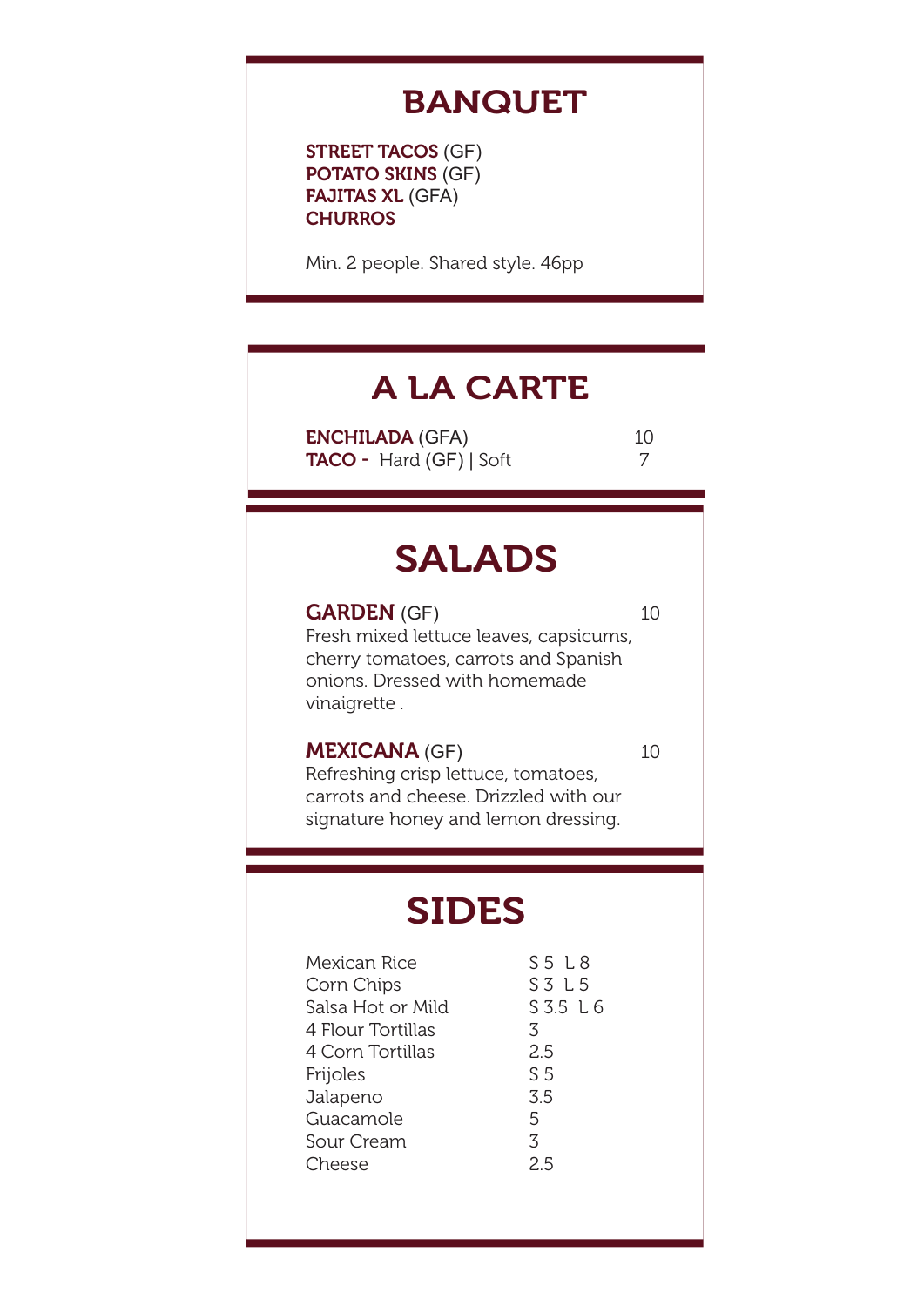# BANQUET

**STREET TACOS** (GF)
**POTATO SKINS** (GF)
**FAJITAS XL** (GFA)
**CHURROS**

Min. 2 people. Shared style. 46pp

# A LA CARTE

| | |
|---|---|
| **ENCHILADA** (GFA) | 10 |
| **TACO -** Hard (GF) \| Soft | 7 |

# SALADS

**GARDEN** (GF) 10
Fresh mixed lettuce leaves, capsicums, cherry tomatoes, carrots and Spanish onions. Dressed with homemade vinaigrette .

**MEXICANA** (GF) 10
Refreshing crisp lettuce, tomatoes, carrots and cheese. Drizzled with our signature honey and lemon dressing.

# SIDES

| | |
|---|---|
| Mexican Rice | S 5 L 8 |
| Corn Chips | S 3 L 5 |
| Salsa Hot or Mild | S 3.5 L 6 |
| 4 Flour Tortillas | 3 |
| 4 Corn Tortillas | 2.5 |
| Frijoles | S 5 |
| Jalapeno | 3.5 |
| Guacamole | 5 |
| Sour Cream | 3 |
| Cheese | 2.5 |